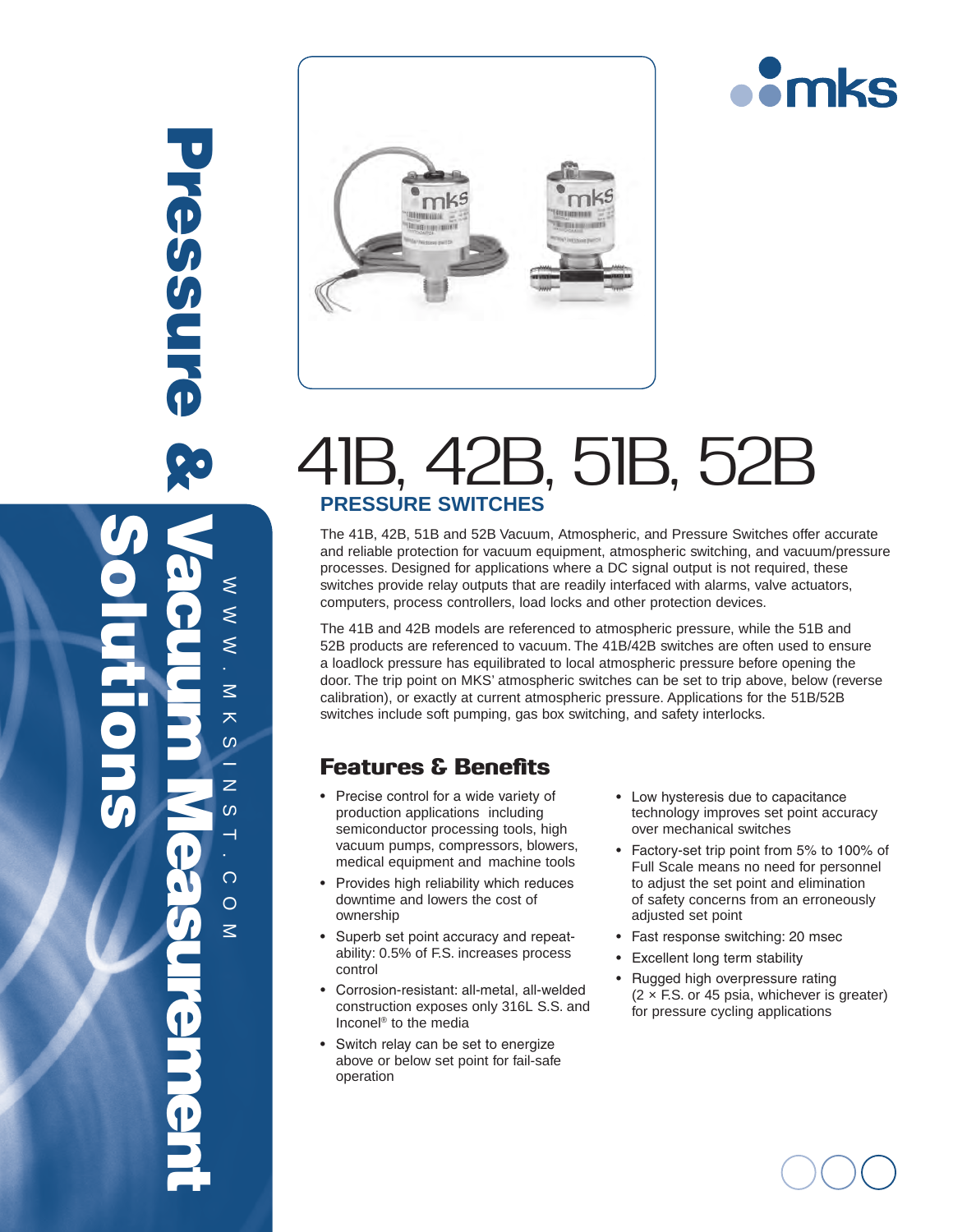# 41B, 42B, 51B, 52B

## PRESSURE SWITCHES

The 41B, 42B, 51B and 52B Vacuum, Atmospheric, and Pressure Switches offer accurate and reliable protection for vacuum equipment, atmospheric switching, and vacuum/pressure processes. Designed for applications where a DC signal output is not required, these switches provide relay outputs that are readily interfaced with alarms, valve actuators, computers, process controllers, load locks and other protection devices.

The 41B and 42B models are referenced to atmospheric pressure, while the 51B and 52B products are referenced to vacuum. The 41B/42B switches are often used to ensure a loadlock pressure has equilibrated to local atmospheric pressure before opening the door. The trip point on MKS' atmospheric switches can be set to trip above, below (reverse calibration), or exactly at current atmospheric pressure. Applications for the 51B/52B switches include soft pumping, gas box switching, and safety interlocks.

## Features & Benefits

- Precise control for a wide variety of production applications including semiconductor processing tools, high vacuum pumps, compressors, blowers, medical equipment and machine tools
- Provides high reliability which reduces downtime and lowers the cost of ownership
- Superb set point accuracy and repeatability: 0.5% of F.S. increases process control
- Corrosion-resistant: all-metal, all-welded construction exposes only 316L S.S. and Inconel® to the media
- Switch relay can be set to energize above or below set point for fail-safe operation
- Low hysteresis due to capacitance technology improves set point accuracy over mechanical switches
- Factory-set trip point from 5% to 100% of Full Scale means no need for personnel to adjust the set point and elimination of safety concerns from an erroneously adjusted set point
- Fast response switching: 20 msec
- Excellent long term stability
- Rugged high overpressure rating (2 × F.S. or 45 psia, whichever is greater) for pressure cycling applications

Pressure & Vacuum Measurement Solutions

WWW.MKSINST.COM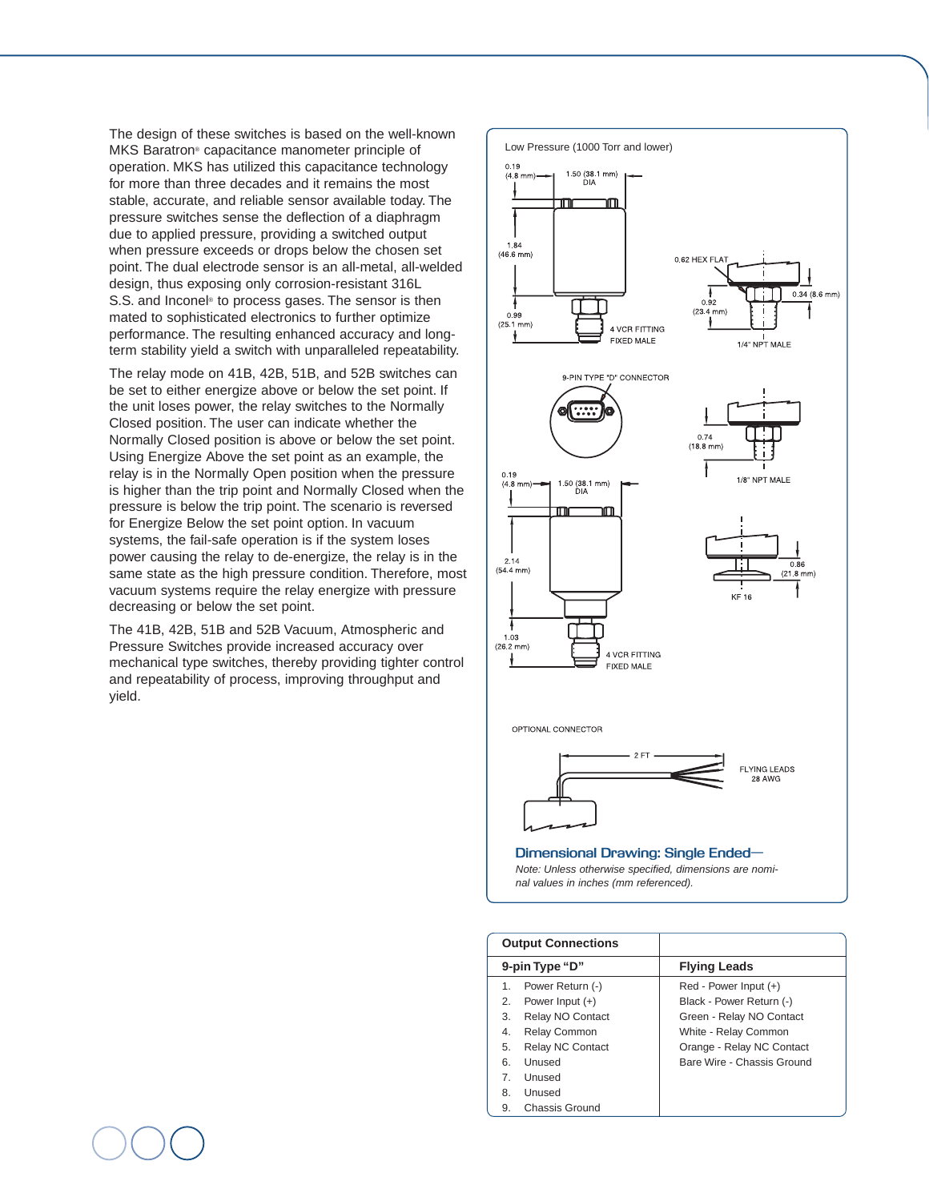The design of these switches is based on the well-known MKS Baratron® capacitance manometer principle of operation. MKS has utilized this capacitance technology for more than three decades and it remains the most stable, accurate, and reliable sensor available today. The pressure switches sense the deflection of a diaphragm due to applied pressure, providing a switched output when pressure exceeds or drops below the chosen set point. The dual electrode sensor is an all-metal, all-welded design, thus exposing only corrosion-resistant 316L S.S. and Inconel® to process gases. The sensor is then mated to sophisticated electronics to further optimize performance. The resulting enhanced accuracy and long-term stability yield a switch with unparalleled repeatability.

The relay mode on 41B, 42B, 51B, and 52B switches can be set to either energize above or below the set point. If the unit loses power, the relay switches to the Normally Closed position. The user can indicate whether the Normally Closed position is above or below the set point. Using Energize Above the set point as an example, the relay is in the Normally Open position when the pressure is higher than the trip point and Normally Closed when the pressure is below the trip point. The scenario is reversed for Energize Below the set point option. In vacuum systems, the fail-safe operation is if the system loses power causing the relay to de-energize, the relay is in the same state as the high pressure condition. Therefore, most vacuum systems require the relay energize with pressure decreasing or below the set point.

The 41B, 42B, 51B and 52B Vacuum, Atmospheric and Pressure Switches provide increased accuracy over mechanical type switches, thereby providing tighter control and repeatability of process, improving throughput and yield.

Low Pressure (1000 Torr and lower)

0.19 (4.8 mm) — 1.50 (38.1 mm) DIA — 1.84 (46.6 mm) — 0.99 (25.1 mm) — 4 VCR FITTING FIXED MALE — 0.62 HEX FLAT — 0.92 (23.4 mm) — 0.34 (8.6 mm) — 1/4" NPT MALE

9-PIN TYPE "D" CONNECTOR — 0.74 (18.8 mm) — 1/8" NPT MALE

0.19 (4.8 mm) — 1.50 (38.1 mm) DIA — 2.14 (54.4 mm) — 1.03 (26.2 mm) — 4 VCR FITTING FIXED MALE — 0.86 (21.8 mm) — KF 16

OPTIONAL CONNECTOR — 2 FT — FLYING LEADS 28 AWG

**Dimensional Drawing: Single Ended—**

*Note: Unless otherwise specified, dimensions are nominal values in inches (mm referenced).*

| **Output Connections** | |
|---|---|
| **9-pin Type "D"** | **Flying Leads** |
| 1. Power Return (-) | Red - Power Input (+) |
| 2. Power Input (+) | Black - Power Return (-) |
| 3. Relay NO Contact | Green - Relay NO Contact |
| 4. Relay Common | White - Relay Common |
| 5. Relay NC Contact | Orange - Relay NC Contact |
| 6. Unused | Bare Wire - Chassis Ground |
| 7. Unused | |
| 8. Unused | |
| 9. Chassis Ground | |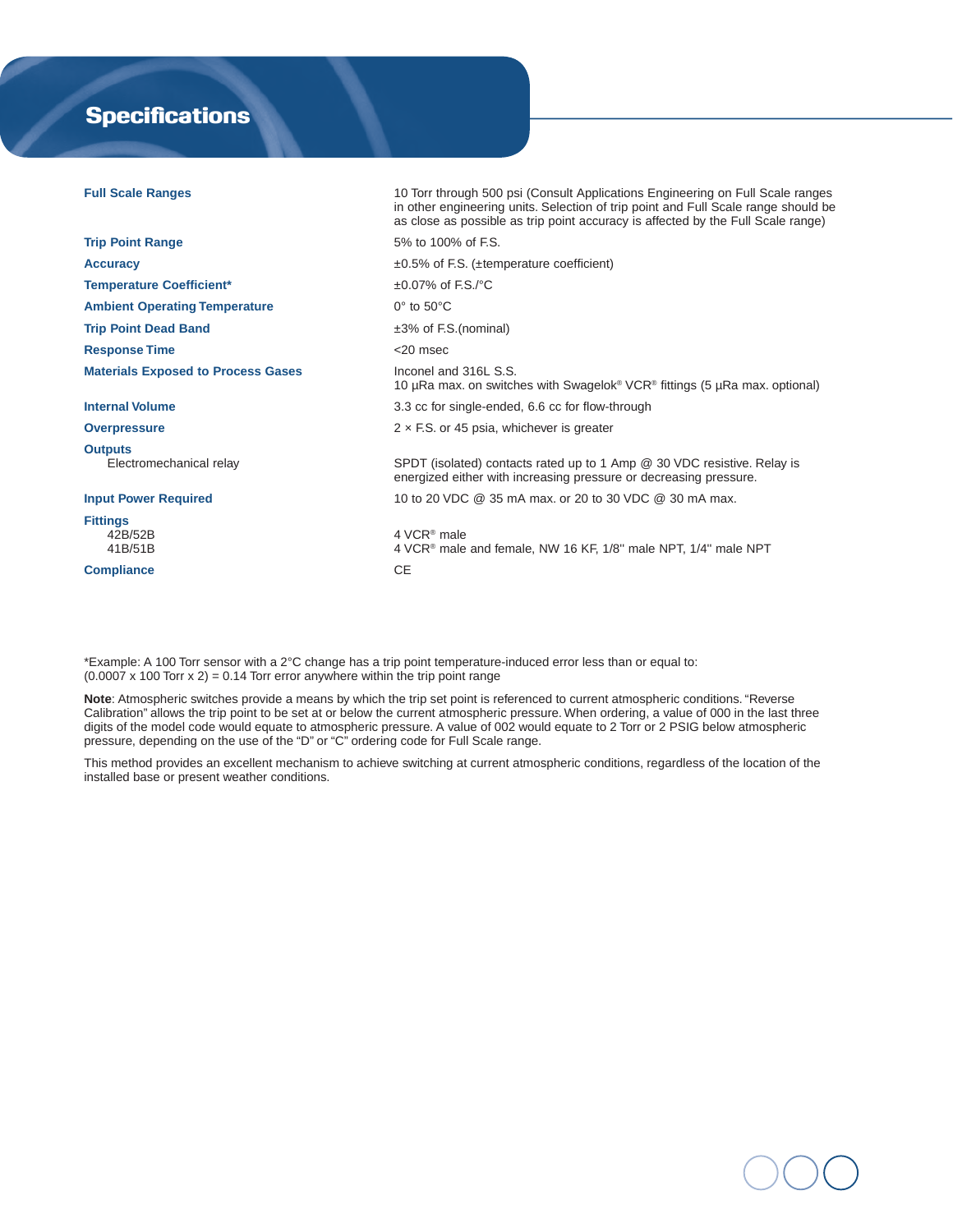# Specifications

| | |
|---|---|
| **Full Scale Ranges** | 10 Torr through 500 psi (Consult Applications Engineering on Full Scale ranges in other engineering units. Selection of trip point and Full Scale range should be as close as possible as trip point accuracy is affected by the Full Scale range) |
| **Trip Point Range** | 5% to 100% of F.S. |
| **Accuracy** | ±0.5% of F.S. (±temperature coefficient) |
| **Temperature Coefficient*** | ±0.07% of F.S./°C |
| **Ambient Operating Temperature** | 0° to 50°C |
| **Trip Point Dead Band** | ±3% of F.S.(nominal) |
| **Response Time** | <20 msec |
| **Materials Exposed to Process Gases** | Inconel and 316L S.S.<br>10 µRa max. on switches with Swagelok® VCR® fittings (5 µRa max. optional) |
| **Internal Volume** | 3.3 cc for single-ended, 6.6 cc for flow-through |
| **Overpressure** | 2 × F.S. or 45 psia, whichever is greater |
| **Outputs** | |
| Electromechanical relay | SPDT (isolated) contacts rated up to 1 Amp @ 30 VDC resistive. Relay is energized either with increasing pressure or decreasing pressure. |
| **Input Power Required** | 10 to 20 VDC @ 35 mA max. or 20 to 30 VDC @ 30 mA max. |
| **Fittings** | |
| 42B/52B | 4 VCR® male |
| 41B/51B | 4 VCR® male and female, NW 16 KF, 1/8" male NPT, 1/4" male NPT |
| **Compliance** | CE |

*Example: A 100 Torr sensor with a 2°C change has a trip point temperature-induced error less than or equal to:
(0.0007 x 100 Torr x 2) = 0.14 Torr error anywhere within the trip point range

**Note**: Atmospheric switches provide a means by which the trip set point is referenced to current atmospheric conditions. "Reverse Calibration" allows the trip point to be set at or below the current atmospheric pressure. When ordering, a value of 000 in the last three digits of the model code would equate to atmospheric pressure. A value of 002 would equate to 2 Torr or 2 PSIG below atmospheric pressure, depending on the use of the "D" or "C" ordering code for Full Scale range.

This method provides an excellent mechanism to achieve switching at current atmospheric conditions, regardless of the location of the installed base or present weather conditions.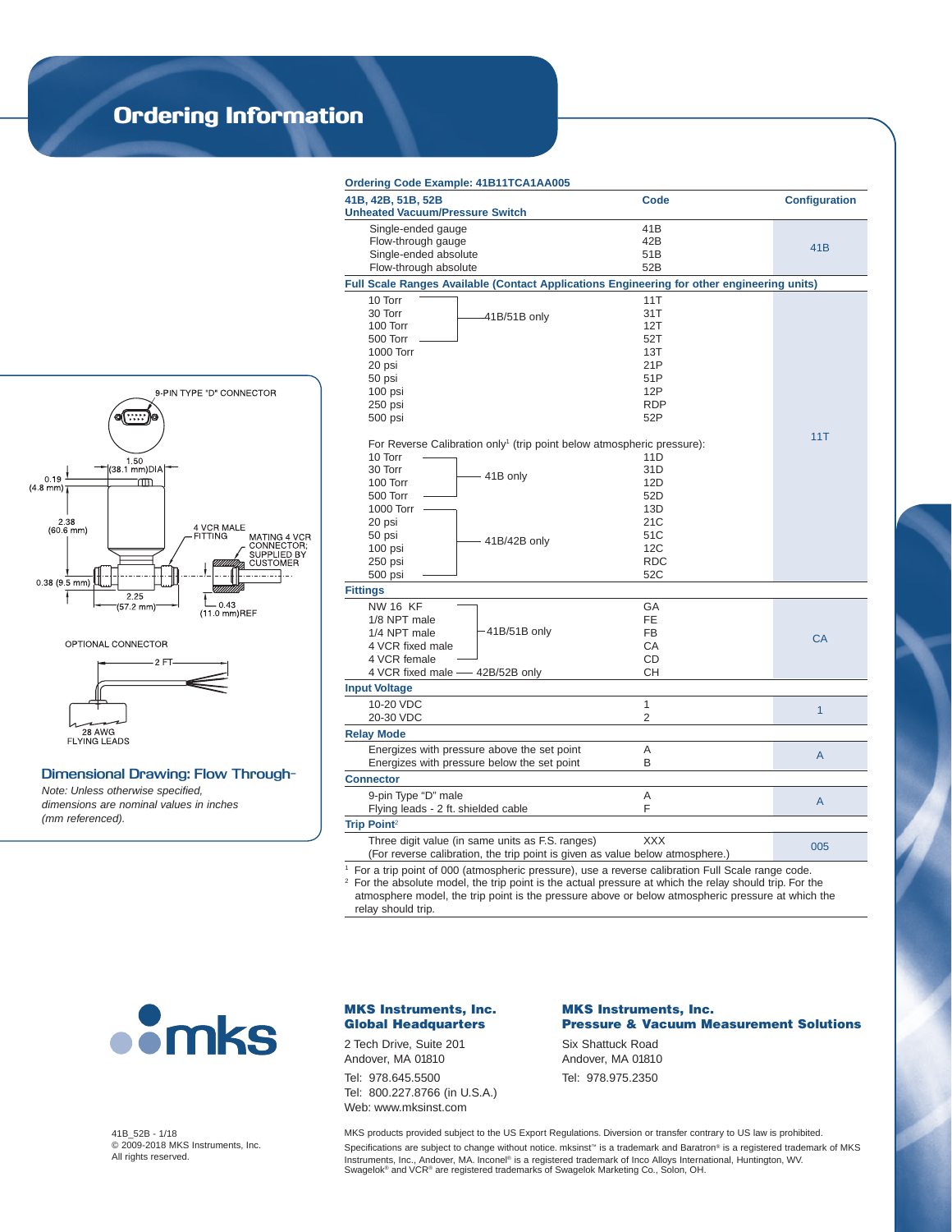# Ordering Information

**Dimensional Drawing: Flow Through**

*Note: Unless otherwise specified, dimensions are nominal values in inches (mm referenced).*

9-PIN TYPE "D" CONNECTOR
1.50 (38.1 mm)DIA
0.19 (4.8 mm)
2.38 (60.6 mm)
4 VCR MALE FITTING
MATING 4 VCR CONNECTOR; SUPPLIED BY CUSTOMER
0.38 (9.5 mm)
2.25 (57.2 mm)
0.43 (11.0 mm)REF
OPTIONAL CONNECTOR
2 FT
28 AWG FLYING LEADS

**Ordering Code Example: 41B11TCA1AA005**

| 41B, 42B, 51B, 52B Unheated Vacuum/Pressure Switch | Code | Configuration |
|---|---|---|
| Single-ended gauge | 41B | 41B |
| Flow-through gauge | 42B | |
| Single-ended absolute | 51B | |
| Flow-through absolute | 52B | |
| **Full Scale Ranges Available (Contact Applications Engineering for other engineering units)** | | |
| 10 Torr (41B/51B only) | 11T | 11T |
| 30 Torr (41B/51B only) | 31T | |
| 100 Torr (41B/51B only) | 12T | |
| 500 Torr (41B/51B only) | 52T | |
| 1000 Torr | 13T | |
| 20 psi | 21P | |
| 50 psi | 51P | |
| 100 psi | 12P | |
| 250 psi | RDP | |
| 500 psi | 52P | |
| For Reverse Calibration only[1] (trip point below atmospheric pressure): | | |
| 10 Torr (41B only) | 11D | |
| 30 Torr (41B only) | 31D | |
| 100 Torr (41B only) | 12D | |
| 500 Torr (41B only) | 52D | |
| 1000 Torr (41B/42B only) | 13D | |
| 20 psi (41B/42B only) | 21C | |
| 50 psi (41B/42B only) | 51C | |
| 100 psi (41B/42B only) | 12C | |
| 250 psi (41B/42B only) | RDC | |
| 500 psi (41B/42B only) | 52C | |
| **Fittings** | | |
| NW 16 KF (41B/51B only) | GA | CA |
| 1/8 NPT male (41B/51B only) | FE | |
| 1/4 NPT male (41B/51B only) | FB | |
| 4 VCR fixed male (41B/51B only) | CA | |
| 4 VCR female (41B/51B only) | CD | |
| 4 VCR fixed male — 42B/52B only | CH | |
| **Input Voltage** | | |
| 10-20 VDC | 1 | 1 |
| 20-30 VDC | 2 | |
| **Relay Mode** | | |
| Energizes with pressure above the set point | A | A |
| Energizes with pressure below the set point | B | |
| **Connector** | | |
| 9-pin Type "D" male | A | A |
| Flying leads - 2 ft. shielded cable | F | |
| **Trip Point**[2] | | |
| Three digit value (in same units as F.S. ranges) (For reverse calibration, the trip point is given as value below atmosphere.) | XXX | 005 |

[1] For a trip point of 000 (atmospheric pressure), use a reverse calibration Full Scale range code.
[2] For the absolute model, the trip point is the actual pressure at which the relay should trip. For the atmosphere model, the trip point is the pressure above or below atmospheric pressure at which the relay should trip.

mks

**MKS Instruments, Inc.**
**Global Headquarters**
2 Tech Drive, Suite 201
Andover, MA 01810
Tel: 978.645.5500
Tel: 800.227.8766 (in U.S.A.)
Web: www.mksinst.com

**MKS Instruments, Inc.**
**Pressure & Vacuum Measurement Solutions**
Six Shattuck Road
Andover, MA 01810
Tel: 978.975.2350

41B_52B - 1/18
© 2009-2018 MKS Instruments, Inc.
All rights reserved.

MKS products provided subject to the US Export Regulations. Diversion or transfer contrary to US law is prohibited.

Specifications are subject to change without notice. mksinst™ is a trademark and Baratron® is a registered trademark of MKS Instruments, Inc., Andover, MA. Inconel® is a registered trademark of Inco Alloys International, Huntington, WV. Swagelok® and VCR® are registered trademarks of Swagelok Marketing Co., Solon, OH.